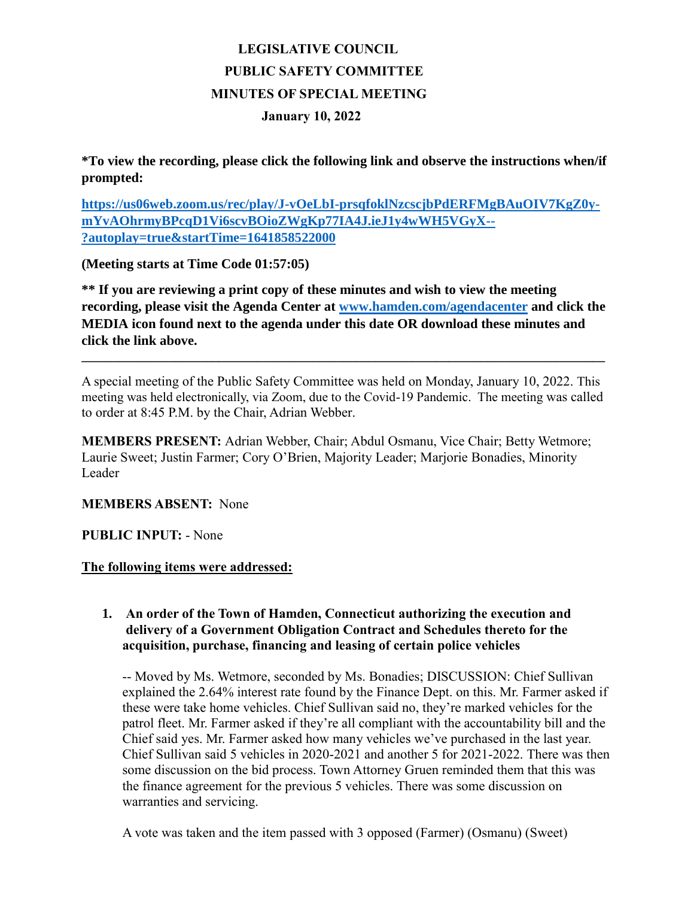# LEGISLATIVE COUNCIL

## PUBLIC SAFETY COMMITTEE

## MINUTES OF SPECIAL MEETING

### January 10, 2022

**\*To view the recording, please click the following link and observe the instructions when/if prompted:**

**[https://us06web.zoom.us/rec/play/J-vOeLbI-prsqfoklNzcscjbPdERFMgBAuOIV7KgZ0y-mYvAOhrmyBPcqD1Vi6scvBOioZWgKp77IA4J.ieJ1y4wWH5VGyX--?autoplay=true&startTime=1641858522000](https://us06web.zoom.us/rec/play/J-vOeLbI-prsqfoklNzcscjbPdERFMgBAuOIV7KgZ0y-mYvAOhrmyBPcqD1Vi6scvBOioZWgKp77IA4J.ieJ1y4wWH5VGyX--?autoplay=true&startTime=1641858522000)**

**(Meeting starts at Time Code 01:57:05)**

**\*\* If you are reviewing a print copy of these minutes and wish to view the meeting recording, please visit the Agenda Center at [www.hamden.com/agendacenter](http://www.hamden.com/agendacenter) and click the MEDIA icon found next to the agenda under this date OR download these minutes and click the link above.**

---

A special meeting of the Public Safety Committee was held on Monday, January 10, 2022. This meeting was held electronically, via Zoom, due to the Covid-19 Pandemic. The meeting was called to order at 8:45 P.M. by the Chair, Adrian Webber.

**MEMBERS PRESENT:** Adrian Webber, Chair; Abdul Osmanu, Vice Chair; Betty Wetmore; Laurie Sweet; Justin Farmer; Cory O'Brien, Majority Leader; Marjorie Bonadies, Minority Leader

**MEMBERS ABSENT:** None

**PUBLIC INPUT:** - None

**<u>The following items were addressed:</u>**

1. **An order of the Town of Hamden, Connecticut authorizing the execution and delivery of a Government Obligation Contract and Schedules thereto for the acquisition, purchase, financing and leasing of certain police vehicles**

   -- Moved by Ms. Wetmore, seconded by Ms. Bonadies; DISCUSSION: Chief Sullivan explained the 2.64% interest rate found by the Finance Dept. on this. Mr. Farmer asked if these were take home vehicles. Chief Sullivan said no, they're marked vehicles for the patrol fleet. Mr. Farmer asked if they're all compliant with the accountability bill and the Chief said yes. Mr. Farmer asked how many vehicles we've purchased in the last year. Chief Sullivan said 5 vehicles in 2020-2021 and another 5 for 2021-2022. There was then some discussion on the bid process. Town Attorney Gruen reminded them that this was the finance agreement for the previous 5 vehicles. There was some discussion on warranties and servicing.

   A vote was taken and the item passed with 3 opposed (Farmer) (Osmanu) (Sweet)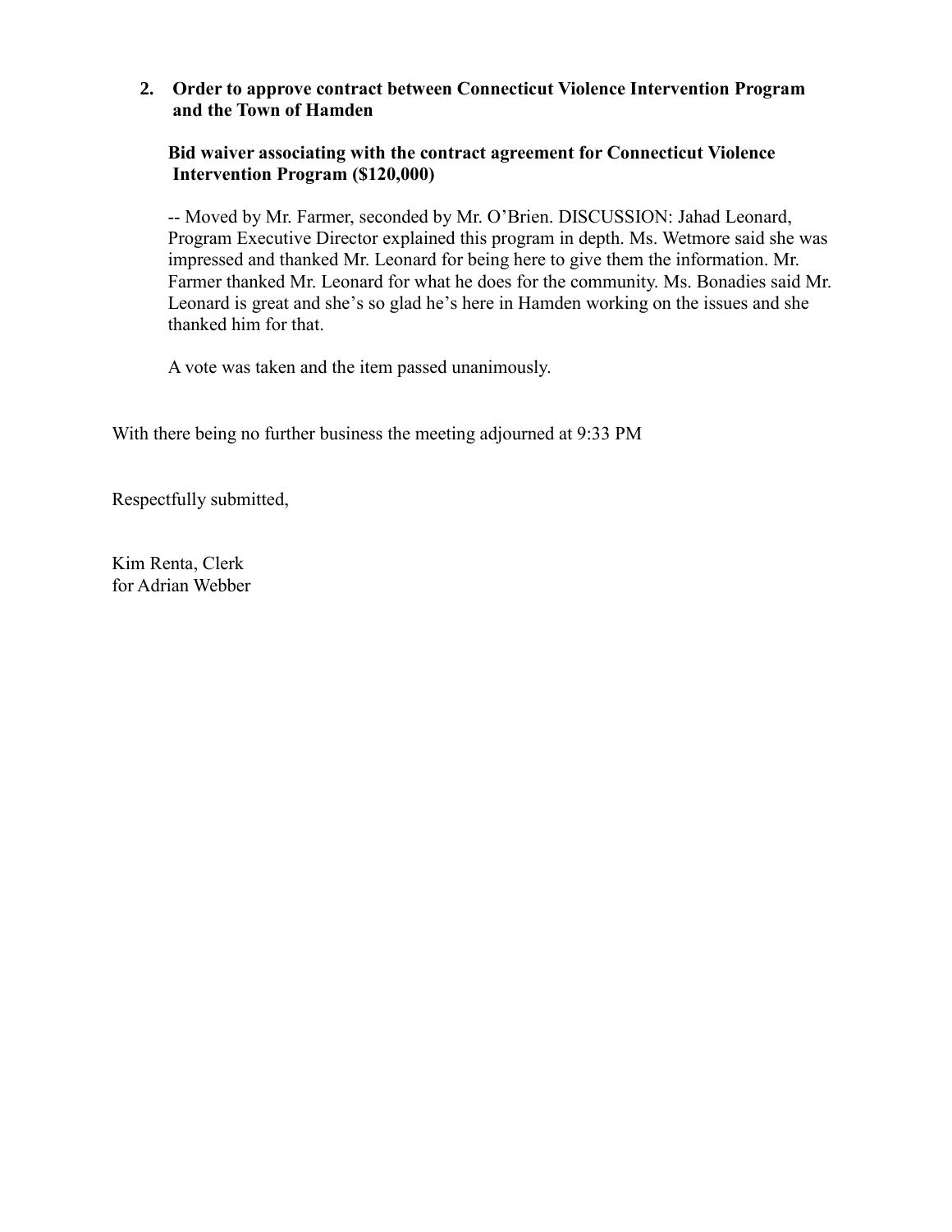2. **Order to approve contract between Connecticut Violence Intervention Program and the Town of Hamden**

   **Bid waiver associating with the contract agreement for Connecticut Violence Intervention Program ($120,000)**

   -- Moved by Mr. Farmer, seconded by Mr. O'Brien. DISCUSSION: Jahad Leonard, Program Executive Director explained this program in depth. Ms. Wetmore said she was impressed and thanked Mr. Leonard for being here to give them the information. Mr. Farmer thanked Mr. Leonard for what he does for the community. Ms. Bonadies said Mr. Leonard is great and she's so glad he's here in Hamden working on the issues and she thanked him for that.

   A vote was taken and the item passed unanimously.

With there being no further business the meeting adjourned at 9:33 PM

Respectfully submitted,

Kim Renta, Clerk
for Adrian Webber